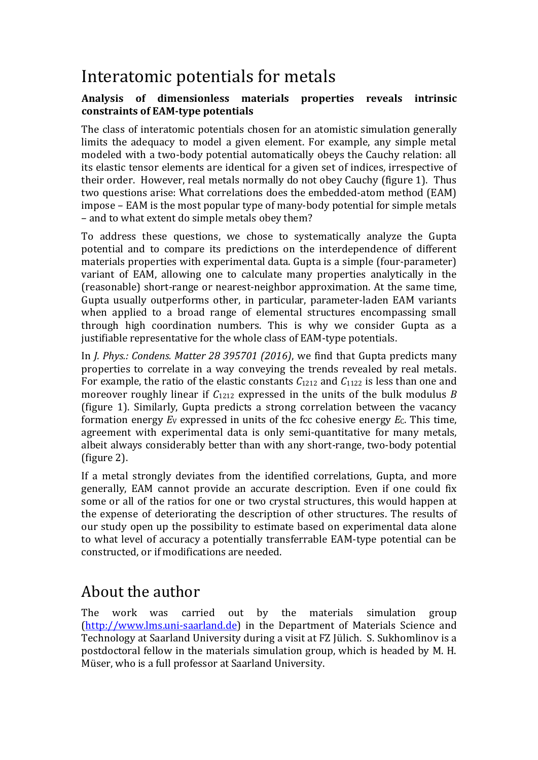# Interatomic potentials for metals

**Analysis of dimensionless materials properties reveals intrinsic constraints of EAM-type potentials**

The class of interatomic potentials chosen for an atomistic simulation generally limits the adequacy to model a given element. For example, any simple metal modeled with a two-body potential automatically obeys the Cauchy relation: all its elastic tensor elements are identical for a given set of indices, irrespective of their order. However, real metals normally do not obey Cauchy (figure 1). Thus two questions arise: What correlations does the embedded-atom method (EAM) impose – EAM is the most popular type of many-body potential for simple metals – and to what extent do simple metals obey them?

To address these questions, we chose to systematically analyze the Gupta potential and to compare its predictions on the interdependence of different materials properties with experimental data. Gupta is a simple (four-parameter) variant of EAM, allowing one to calculate many properties analytically in the (reasonable) short-range or nearest-neighbor approximation. At the same time, Gupta usually outperforms other, in particular, parameter-laden EAM variants when applied to a broad range of elemental structures encompassing small through high coordination numbers. This is why we consider Gupta as a justifiable representative for the whole class of EAM-type potentials.

In *J. Phys.: Condens. Matter 28 395701 (2016)*, we find that Gupta predicts many properties to correlate in a way conveying the trends revealed by real metals. For example, the ratio of the elastic constants $C_{1212}$ and $C_{1122}$ is less than one and moreover roughly linear if $C_{1212}$ expressed in the units of the bulk modulus $B$ (figure 1). Similarly, Gupta predicts a strong correlation between the vacancy formation energy $E_V$ expressed in units of the fcc cohesive energy $E_C$. This time, agreement with experimental data is only semi-quantitative for many metals, albeit always considerably better than with any short-range, two-body potential (figure 2).

If a metal strongly deviates from the identified correlations, Gupta, and more generally, EAM cannot provide an accurate description. Even if one could fix some or all of the ratios for one or two crystal structures, this would happen at the expense of deteriorating the description of other structures. The results of our study open up the possibility to estimate based on experimental data alone to what level of accuracy a potentially transferrable EAM-type potential can be constructed, or if modifications are needed.

# About the author

The work was carried out by the materials simulation group (http://www.lms.uni-saarland.de) in the Department of Materials Science and Technology at Saarland University during a visit at FZ Jülich. S. Sukhomlinov is a postdoctoral fellow in the materials simulation group, which is headed by M. H. Müser, who is a full professor at Saarland University.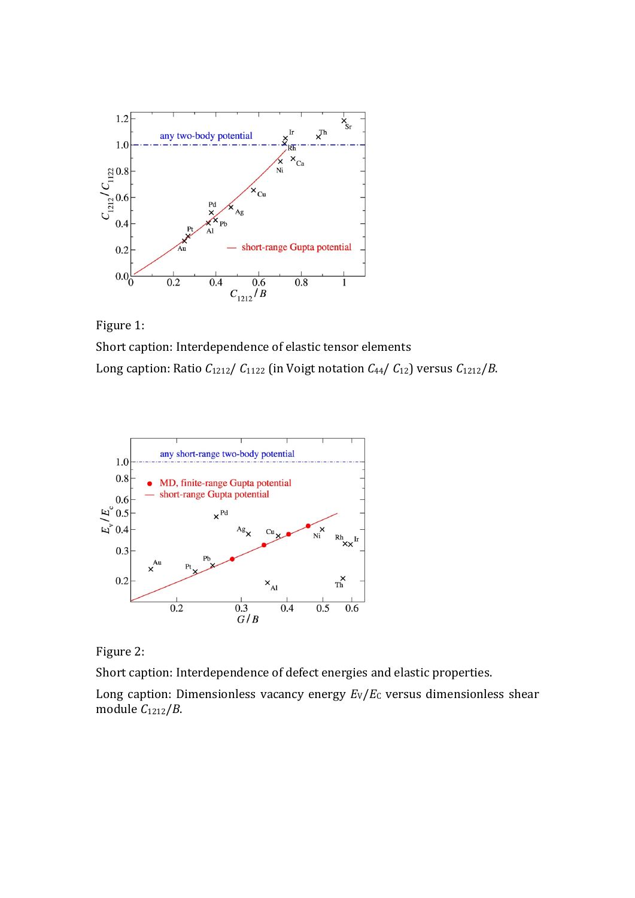1.2
1.0
0.8
0.6
0.4
0.2
0.0
0
0.2
0.4
0.6
0.8
1
$C_{1212}/C_{1122}$
$C_{1212}/B$
any two-body potential
short-range Gupta potential
Ir
Th
Sr
Rh
Ni
Ca
Cu
Pd
Ag
Pb
Al
Pt
Au

Figure 1:

Short caption: Interdependence of elastic tensor elements

Long caption: Ratio $C_{1212}/ C_{1122}$ (in Voigt notation $C_{44}/ C_{12}$) versus $C_{1212}/B$.

1.0
0.8
0.6
0.5
0.4
0.3
0.2
0.2
0.3
0.4
0.5
0.6
$E_v/E_c$
$G/B$
any short-range two-body potential
MD, finite-range Gupta potential
short-range Gupta potential
Pd
Ag
Cu
Ni
Rh
Ir
Au
Pt
Pb
Al
Th

Figure 2:

Short caption: Interdependence of defect energies and elastic properties.

Long caption: Dimensionless vacancy energy $E_V/E_C$ versus dimensionless shear module $C_{1212}/B$.